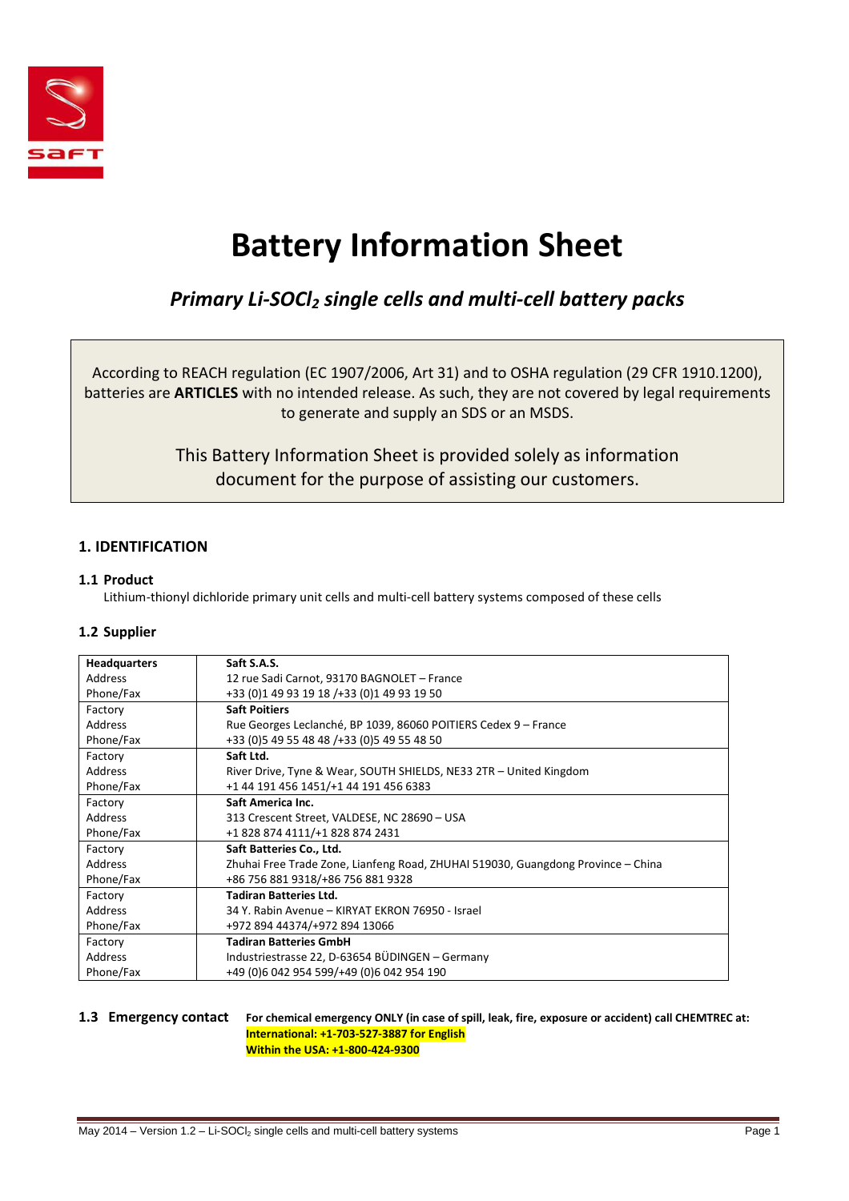# Battery Information Sheet

## *Primary Li-$SOCl_2$ single cells and multi-cell battery packs*

According to REACH regulation (EC 1907/2006, Art 31) and to OSHA regulation (29 CFR 1910.1200), batteries are **ARTICLES** with no intended release. As such, they are not covered by legal requirements to generate and supply an SDS or an MSDS.

This Battery Information Sheet is provided solely as information document for the purpose of assisting our customers.

## 1. IDENTIFICATION

### 1.1 Product

Lithium-thionyl dichloride primary unit cells and multi-cell battery systems composed of these cells

### 1.2 Supplier

| | |
|---|---|
| **Headquarters**<br>Address<br>Phone/Fax | **Saft S.A.S.**<br>12 rue Sadi Carnot, 93170 BAGNOLET – France<br>+33 (0)1 49 93 19 18 /+33 (0)1 49 93 19 50 |
| Factory<br>Address<br>Phone/Fax | **Saft Poitiers**<br>Rue Georges Leclanché, BP 1039, 86060 POITIERS Cedex 9 – France<br>+33 (0)5 49 55 48 48 /+33 (0)5 49 55 48 50 |
| Factory<br>Address<br>Phone/Fax | **Saft Ltd.**<br>River Drive, Tyne & Wear, SOUTH SHIELDS, NE33 2TR – United Kingdom<br>+1 44 191 456 1451/+1 44 191 456 6383 |
| Factory<br>Address<br>Phone/Fax | **Saft America Inc.**<br>313 Crescent Street, VALDESE, NC 28690 – USA<br>+1 828 874 4111/+1 828 874 2431 |
| Factory<br>Address<br>Phone/Fax | **Saft Batteries Co., Ltd.**<br>Zhuhai Free Trade Zone, Lianfeng Road, ZHUHAI 519030, Guangdong Province – China<br>+86 756 881 9318/+86 756 881 9328 |
| Factory<br>Address<br>Phone/Fax | **Tadiran Batteries Ltd.**<br>34 Y. Rabin Avenue – KIRYAT EKRON 76950 - Israel<br>+972 894 44374/+972 894 13066 |
| Factory<br>Address<br>Phone/Fax | **Tadiran Batteries GmbH**<br>Industriestrasse 22, D-63654 BÜDINGEN – Germany<br>+49 (0)6 042 954 599/+49 (0)6 042 954 190 |

### 1.3 Emergency contact

**For chemical emergency ONLY (in case of spill, leak, fire, exposure or accident) call CHEMTREC at:**
**International: +1-703-527-3887 for English**
**Within the USA: +1-800-424-9300**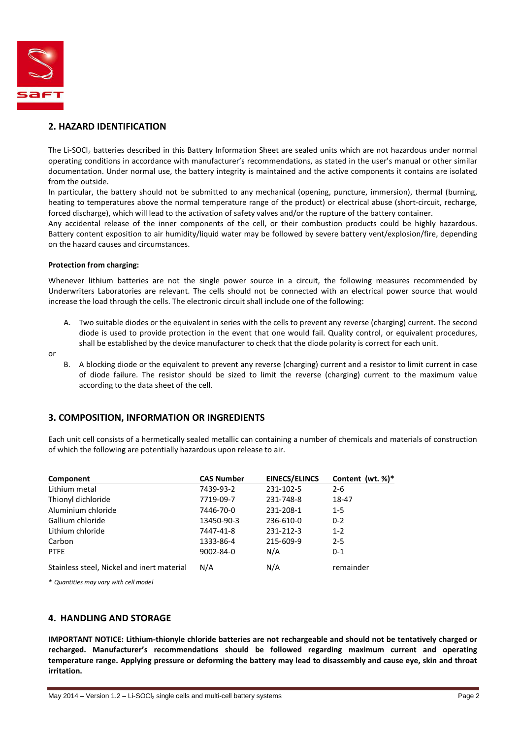## 2. HAZARD IDENTIFICATION

The Li-$SOCl_2$ batteries described in this Battery Information Sheet are sealed units which are not hazardous under normal operating conditions in accordance with manufacturer's recommendations, as stated in the user's manual or other similar documentation. Under normal use, the battery integrity is maintained and the active components it contains are isolated from the outside.

In particular, the battery should not be submitted to any mechanical (opening, puncture, immersion), thermal (burning, heating to temperatures above the normal temperature range of the product) or electrical abuse (short-circuit, recharge, forced discharge), which will lead to the activation of safety valves and/or the rupture of the battery container.

Any accidental release of the inner components of the cell, or their combustion products could be highly hazardous. Battery content exposition to air humidity/liquid water may be followed by severe battery vent/explosion/fire, depending on the hazard causes and circumstances.

**Protection from charging:**

Whenever lithium batteries are not the single power source in a circuit, the following measures recommended by Underwriters Laboratories are relevant. The cells should not be connected with an electrical power source that would increase the load through the cells. The electronic circuit shall include one of the following:

A. Two suitable diodes or the equivalent in series with the cells to prevent any reverse (charging) current. The second diode is used to provide protection in the event that one would fail. Quality control, or equivalent procedures, shall be established by the device manufacturer to check that the diode polarity is correct for each unit.

or

B. A blocking diode or the equivalent to prevent any reverse (charging) current and a resistor to limit current in case of diode failure. The resistor should be sized to limit the reverse (charging) current to the maximum value according to the data sheet of the cell.

## 3. COMPOSITION, INFORMATION OR INGREDIENTS

Each unit cell consists of a hermetically sealed metallic can containing a number of chemicals and materials of construction of which the following are potentially hazardous upon release to air.

| Component | CAS Number | EINECS/ELINCS | Content (wt. %)* |
|---|---|---|---|
| Lithium metal | 7439-93-2 | 231-102-5 | 2-6 |
| Thionyl dichloride | 7719-09-7 | 231-748-8 | 18-47 |
| Aluminium chloride | 7446-70-0 | 231-208-1 | 1-5 |
| Gallium chloride | 13450-90-3 | 236-610-0 | 0-2 |
| Lithium chloride | 7447-41-8 | 231-212-3 | 1-2 |
| Carbon | 1333-86-4 | 215-609-9 | 2-5 |
| PTFE | 9002-84-0 | N/A | 0-1 |
| Stainless steel, Nickel and inert material | N/A | N/A | remainder |

*\* Quantities may vary with cell model*

## 4. HANDLING AND STORAGE

**IMPORTANT NOTICE: Lithium-thionyle chloride batteries are not rechargeable and should not be tentatively charged or recharged. Manufacturer's recommendations should be followed regarding maximum current and operating temperature range. Applying pressure or deforming the battery may lead to disassembly and cause eye, skin and throat irritation.**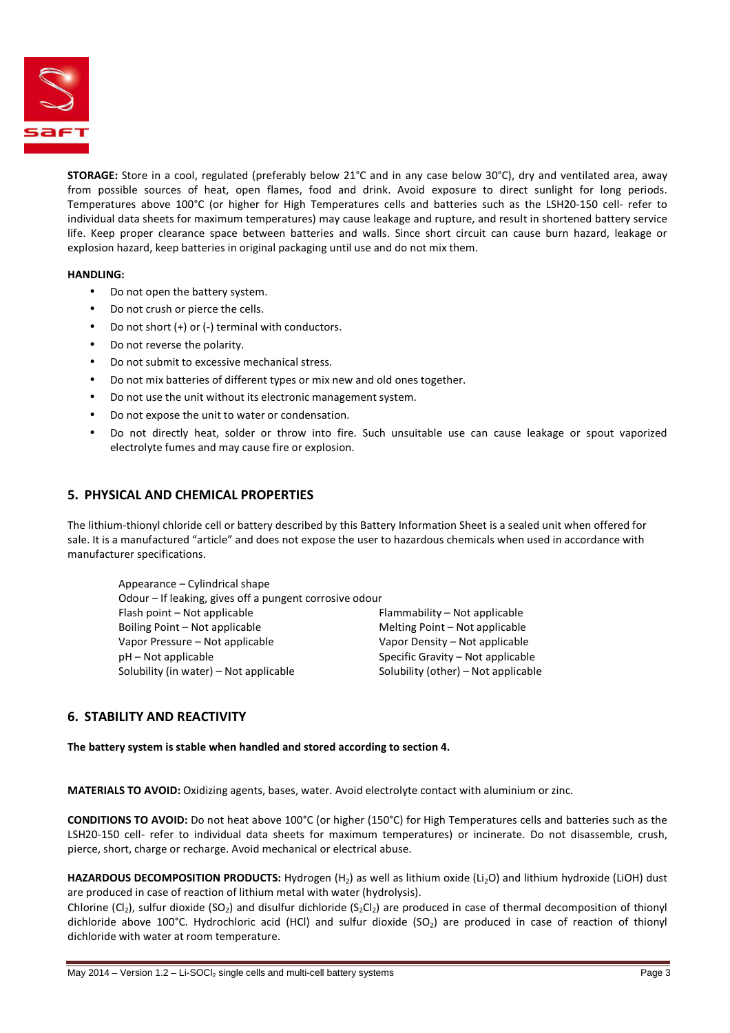**STORAGE:** Store in a cool, regulated (preferably below 21°C and in any case below 30°C), dry and ventilated area, away from possible sources of heat, open flames, food and drink. Avoid exposure to direct sunlight for long periods. Temperatures above 100°C (or higher for High Temperatures cells and batteries such as the LSH20-150 cell- refer to individual data sheets for maximum temperatures) may cause leakage and rupture, and result in shortened battery service life. Keep proper clearance space between batteries and walls. Since short circuit can cause burn hazard, leakage or explosion hazard, keep batteries in original packaging until use and do not mix them.

**HANDLING:**

- Do not open the battery system.
- Do not crush or pierce the cells.
- Do not short (+) or (-) terminal with conductors.
- Do not reverse the polarity.
- Do not submit to excessive mechanical stress.
- Do not mix batteries of different types or mix new and old ones together.
- Do not use the unit without its electronic management system.
- Do not expose the unit to water or condensation.
- Do not directly heat, solder or throw into fire. Such unsuitable use can cause leakage or spout vaporized electrolyte fumes and may cause fire or explosion.

## 5. PHYSICAL AND CHEMICAL PROPERTIES

The lithium-thionyl chloride cell or battery described by this Battery Information Sheet is a sealed unit when offered for sale. It is a manufactured "article" and does not expose the user to hazardous chemicals when used in accordance with manufacturer specifications.

Appearance – Cylindrical shape
Odour – If leaking, gives off a pungent corrosive odour

| | |
|---|---|
| Flash point – Not applicable | Flammability – Not applicable |
| Boiling Point – Not applicable | Melting Point – Not applicable |
| Vapor Pressure – Not applicable | Vapor Density – Not applicable |
| pH – Not applicable | Specific Gravity – Not applicable |
| Solubility (in water) – Not applicable | Solubility (other) – Not applicable |

## 6. STABILITY AND REACTIVITY

**The battery system is stable when handled and stored according to section 4.**

**MATERIALS TO AVOID:** Oxidizing agents, bases, water. Avoid electrolyte contact with aluminium or zinc.

**CONDITIONS TO AVOID:** Do not heat above 100°C (or higher (150°C) for High Temperatures cells and batteries such as the LSH20-150 cell- refer to individual data sheets for maximum temperatures) or incinerate. Do not disassemble, crush, pierce, short, charge or recharge. Avoid mechanical or electrical abuse.

**HAZARDOUS DECOMPOSITION PRODUCTS:** Hydrogen ($H_2$) as well as lithium oxide ($Li_2O$) and lithium hydroxide ($LiOH$) dust are produced in case of reaction of lithium metal with water (hydrolysis).
Chlorine ($Cl_2$), sulfur dioxide ($SO_2$) and disulfur dichloride ($S_2Cl_2$) are produced in case of thermal decomposition of thionyl dichloride above 100°C. Hydrochloric acid ($HCl$) and sulfur dioxide ($SO_2$) are produced in case of reaction of thionyl dichloride with water at room temperature.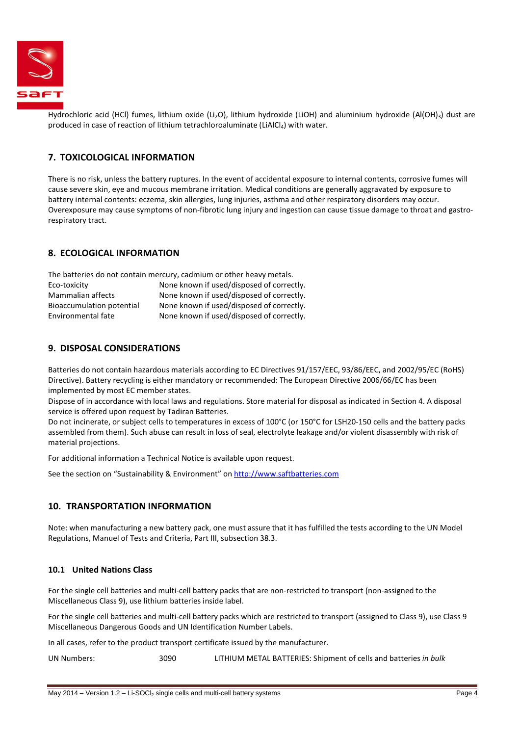Hydrochloric acid (HCl) fumes, lithium oxide ($Li_2O$), lithium hydroxide (LiOH) and aluminium hydroxide ($Al(OH)_3$) dust are produced in case of reaction of lithium tetrachloroaluminate ($LiAlCl_4$) with water.

## 7. TOXICOLOGICAL INFORMATION

There is no risk, unless the battery ruptures. In the event of accidental exposure to internal contents, corrosive fumes will cause severe skin, eye and mucous membrane irritation. Medical conditions are generally aggravated by exposure to battery internal contents: eczema, skin allergies, lung injuries, asthma and other respiratory disorders may occur. Overexposure may cause symptoms of non-fibrotic lung injury and ingestion can cause tissue damage to throat and gastro-respiratory tract.

## 8. ECOLOGICAL INFORMATION

The batteries do not contain mercury, cadmium or other heavy metals.

| | |
|---|---|
| Eco-toxicity | None known if used/disposed of correctly. |
| Mammalian affects | None known if used/disposed of correctly. |
| Bioaccumulation potential | None known if used/disposed of correctly. |
| Environmental fate | None known if used/disposed of correctly. |

## 9. DISPOSAL CONSIDERATIONS

Batteries do not contain hazardous materials according to EC Directives 91/157/EEC, 93/86/EEC, and 2002/95/EC (RoHS) Directive). Battery recycling is either mandatory or recommended: The European Directive 2006/66/EC has been implemented by most EC member states.

Dispose of in accordance with local laws and regulations. Store material for disposal as indicated in Section 4. A disposal service is offered upon request by Tadiran Batteries.

Do not incinerate, or subject cells to temperatures in excess of 100°C (or 150°C for LSH20-150 cells and the battery packs assembled from them). Such abuse can result in loss of seal, electrolyte leakage and/or violent disassembly with risk of material projections.

For additional information a Technical Notice is available upon request.

See the section on "Sustainability & Environment" on http://www.saftbatteries.com

## 10. TRANSPORTATION INFORMATION

Note: when manufacturing a new battery pack, one must assure that it has fulfilled the tests according to the UN Model Regulations, Manual of Tests and Criteria, Part III, subsection 38.3.

### 10.1 United Nations Class

For the single cell batteries and multi-cell battery packs that are non-restricted to transport (non-assigned to the Miscellaneous Class 9), use lithium batteries inside label.

For the single cell batteries and multi-cell battery packs which are restricted to transport (assigned to Class 9), use Class 9 Miscellaneous Dangerous Goods and UN Identification Number Labels.

In all cases, refer to the product transport certificate issued by the manufacturer.

| | | |
|---|---|---|
| UN Numbers: | 3090 | LITHIUM METAL BATTERIES: Shipment of cells and batteries *in bulk* |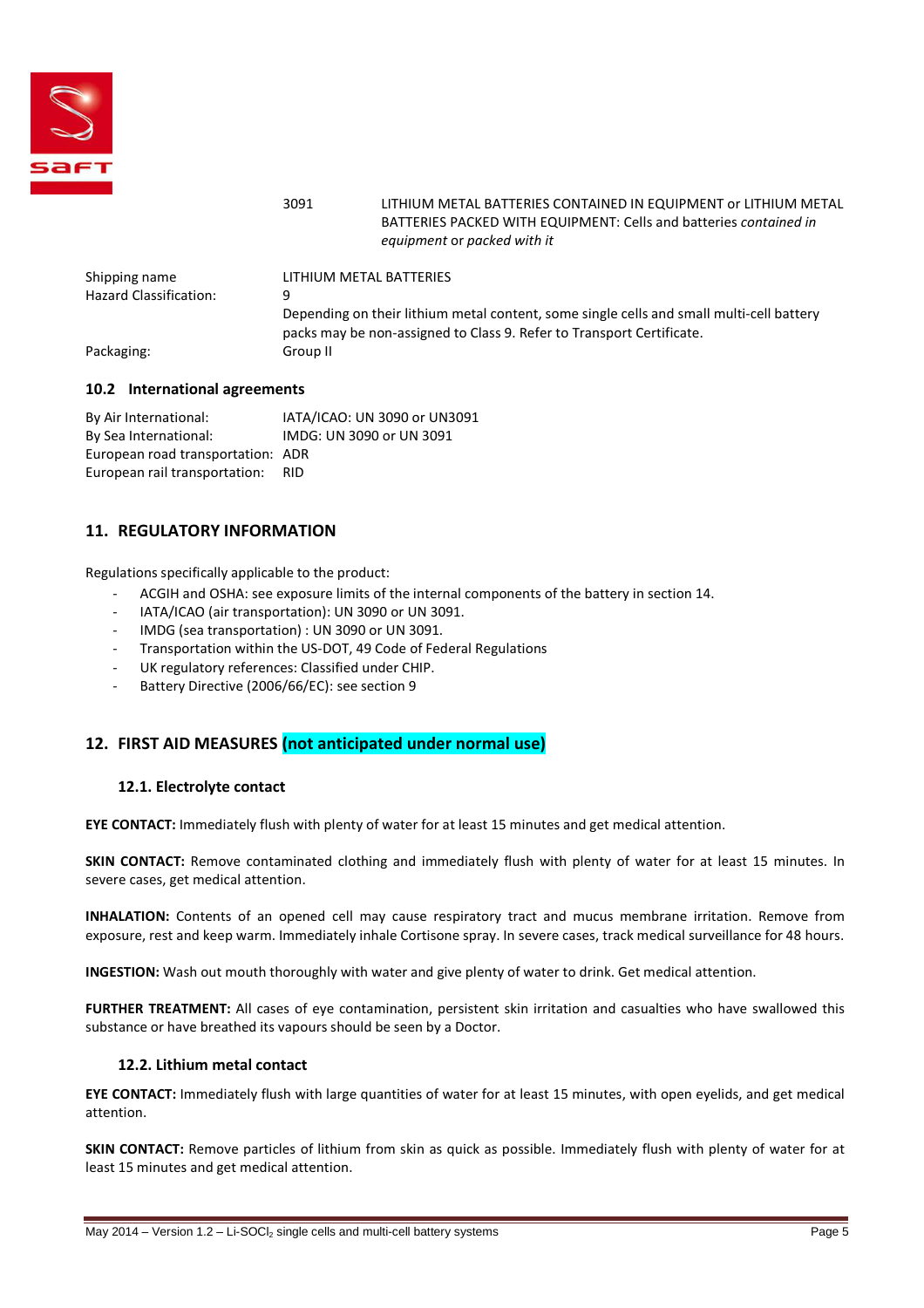| | |
|---|---|
| 3091 | LITHIUM METAL BATTERIES CONTAINED IN EQUIPMENT or LITHIUM METAL BATTERIES PACKED WITH EQUIPMENT: Cells and batteries *contained in equipment* or *packed with it* |

| | |
|---|---|
| Shipping name | LITHIUM METAL BATTERIES |
| Hazard Classification: | 9<br>Depending on their lithium metal content, some single cells and small multi-cell battery packs may be non-assigned to Class 9. Refer to Transport Certificate. |
| Packaging: | Group II |

### 10.2 International agreements

| | |
|---|---|
| By Air International: | IATA/ICAO: UN 3090 or UN3091 |
| By Sea International: | IMDG: UN 3090 or UN 3091 |
| European road transportation: | ADR |
| European rail transportation: | RID |

## 11. REGULATORY INFORMATION

Regulations specifically applicable to the product:

- ACGIH and OSHA: see exposure limits of the internal components of the battery in section 14.
- IATA/ICAO (air transportation): UN 3090 or UN 3091.
- IMDG (sea transportation) : UN 3090 or UN 3091.
- Transportation within the US-DOT, 49 Code of Federal Regulations
- UK regulatory references: Classified under CHIP.
- Battery Directive (2006/66/EC): see section 9

## 12. FIRST AID MEASURES (not anticipated under normal use)

### 12.1. Electrolyte contact

**EYE CONTACT:** Immediately flush with plenty of water for at least 15 minutes and get medical attention.

**SKIN CONTACT:** Remove contaminated clothing and immediately flush with plenty of water for at least 15 minutes. In severe cases, get medical attention.

**INHALATION:** Contents of an opened cell may cause respiratory tract and mucus membrane irritation. Remove from exposure, rest and keep warm. Immediately inhale Cortisone spray. In severe cases, track medical surveillance for 48 hours.

**INGESTION:** Wash out mouth thoroughly with water and give plenty of water to drink. Get medical attention.

**FURTHER TREATMENT:** All cases of eye contamination, persistent skin irritation and casualties who have swallowed this substance or have breathed its vapours should be seen by a Doctor.

### 12.2. Lithium metal contact

**EYE CONTACT:** Immediately flush with large quantities of water for at least 15 minutes, with open eyelids, and get medical attention.

**SKIN CONTACT:** Remove particles of lithium from skin as quick as possible. Immediately flush with plenty of water for at least 15 minutes and get medical attention.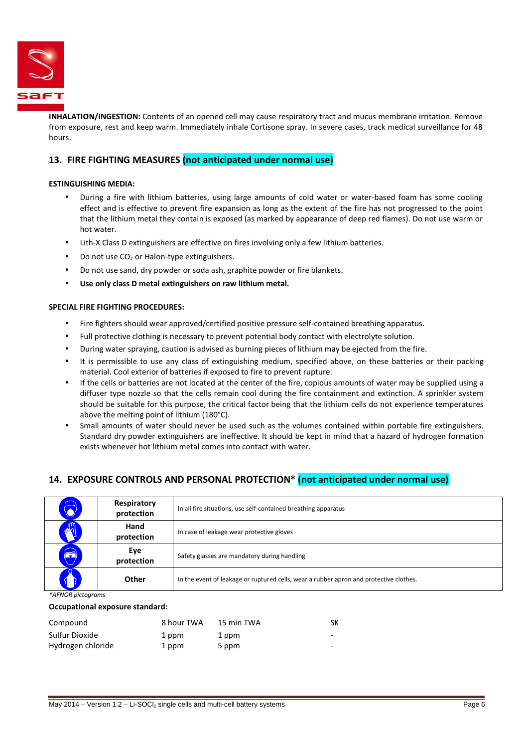**INHALATION/INGESTION:** Contents of an opened cell may cause respiratory tract and mucus membrane irritation. Remove from exposure, rest and keep warm. Immediately inhale Cortisone spray. In severe cases, track medical surveillance for 48 hours.

## 13. FIRE FIGHTING MEASURES (not anticipated under normal use)

**ESTINGUISHING MEDIA:**

- During a fire with lithium batteries, using large amounts of cold water or water-based foam has some cooling effect and is effective to prevent fire expansion as long as the extent of the fire has not progressed to the point that the lithium metal they contain is exposed (as marked by appearance of deep red flames). Do not use warm or hot water.
- Lith-X Class D extinguishers are effective on fires involving only a few lithium batteries.
- Do not use $CO_2$ or Halon-type extinguishers.
- Do not use sand, dry powder or soda ash, graphite powder or fire blankets.
- **Use only class D metal extinguishers on raw lithium metal.**

**SPECIAL FIRE FIGHTING PROCEDURES:**

- Fire fighters should wear approved/certified positive pressure self-contained breathing apparatus.
- Full protective clothing is necessary to prevent potential body contact with electrolyte solution.
- During water spraying, caution is advised as burning pieces of lithium may be ejected from the fire.
- It is permissible to use any class of extinguishing medium, specified above, on these batteries or their packing material. Cool exterior of batteries if exposed to fire to prevent rupture.
- If the cells or batteries are not located at the center of the fire, copious amounts of water may be supplied using a diffuser type nozzle so that the cells remain cool during the fire containment and extinction. A sprinkler system should be suitable for this purpose, the critical factor being that the lithium cells do not experience temperatures above the melting point of lithium (180°C).
- Small amounts of water should never be used such as the volumes contained within portable fire extinguishers. Standard dry powder extinguishers are ineffective. It should be kept in mind that a hazard of hydrogen formation exists whenever hot lithium metal comes into contact with water.

## 14. EXPOSURE CONTROLS AND PERSONAL PROTECTION* (not anticipated under normal use)

| | | |
|---|---|---|
| | **Respiratory protection** | In all fire situations, use self-contained breathing apparatus |
| | **Hand protection** | In case of leakage wear protective gloves |
| | **Eye protection** | Safety glasses are mandatory during handling |
| | **Other** | In the event of leakage or ruptured cells, wear a rubber apron and protective clothes. |

*\*AFNOR pictograms*

**Occupational exposure standard:**

| Compound | 8 hour TWA | 15 min TWA | SK |
|---|---|---|---|
| Sulfur Dioxide | 1 ppm | 1 ppm | - |
| Hydrogen chloride | 1 ppm | 5 ppm | - |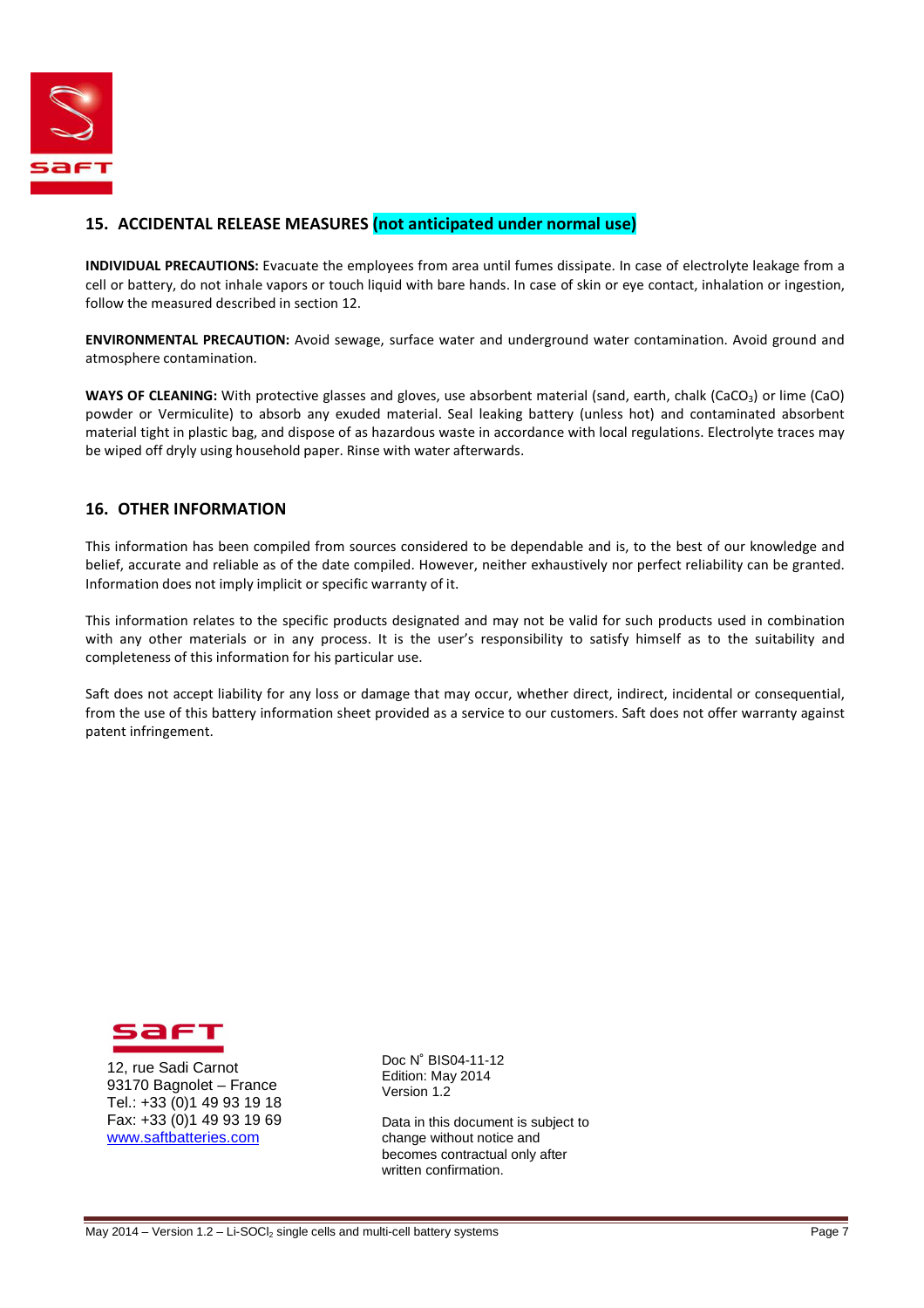## 15. ACCIDENTAL RELEASE MEASURES (not anticipated under normal use)

**INDIVIDUAL PRECAUTIONS:** Evacuate the employees from area until fumes dissipate. In case of electrolyte leakage from a cell or battery, do not inhale vapors or touch liquid with bare hands. In case of skin or eye contact, inhalation or ingestion, follow the measured described in section 12.

**ENVIRONMENTAL PRECAUTION:** Avoid sewage, surface water and underground water contamination. Avoid ground and atmosphere contamination.

**WAYS OF CLEANING:** With protective glasses and gloves, use absorbent material (sand, earth, chalk ($CaCO_3$) or lime (CaO) powder or Vermiculite) to absorb any exuded material. Seal leaking battery (unless hot) and contaminated absorbent material tight in plastic bag, and dispose of as hazardous waste in accordance with local regulations. Electrolyte traces may be wiped off dryly using household paper. Rinse with water afterwards.

## 16. OTHER INFORMATION

This information has been compiled from sources considered to be dependable and is, to the best of our knowledge and belief, accurate and reliable as of the date compiled. However, neither exhaustively nor perfect reliability can be granted. Information does not imply implicit or specific warranty of it.

This information relates to the specific products designated and may not be valid for such products used in combination with any other materials or in any process. It is the user's responsibility to satisfy himself as to the suitability and completeness of this information for his particular use.

Saft does not accept liability for any loss or damage that may occur, whether direct, indirect, incidental or consequential, from the use of this battery information sheet provided as a service to our customers. Saft does not offer warranty against patent infringement.

12, rue Sadi Carnot
93170 Bagnolet – France
Tel.: +33 (0)1 49 93 19 18
Fax: +33 (0)1 49 93 19 69
www.saftbatteries.com

Doc N° BIS04-11-12
Edition: May 2014
Version 1.2

Data in this document is subject to change without notice and becomes contractual only after written confirmation.